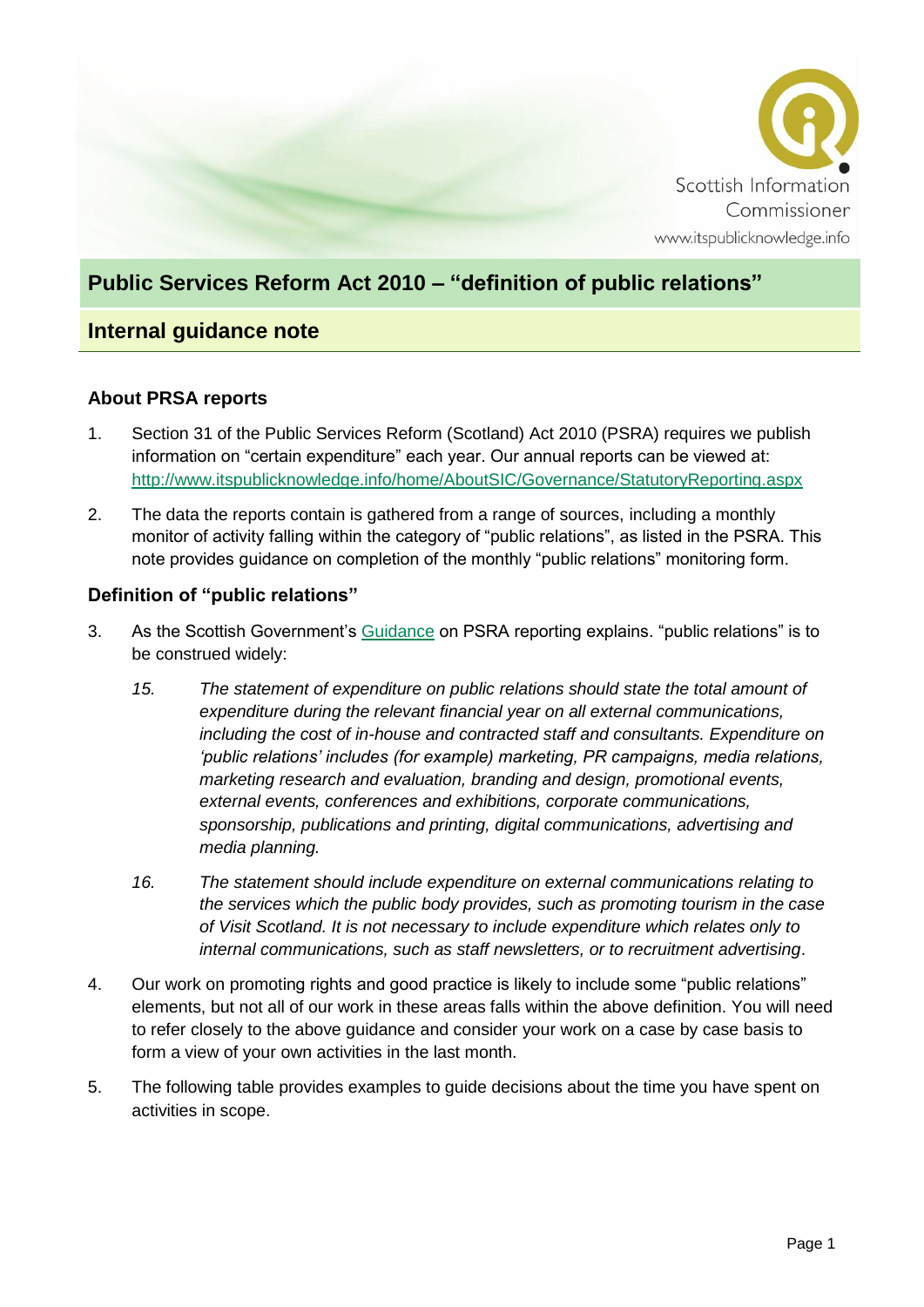Scottish Information Commissioner
www.itspublicknowledge.info

# Public Services Reform Act 2010 – "definition of public relations"

## Internal guidance note

### About PRSA reports

1. Section 31 of the Public Services Reform (Scotland) Act 2010 (PSRA) requires we publish information on "certain expenditure" each year. Our annual reports can be viewed at: http://www.itspublicknowledge.info/home/AboutSIC/Governance/StatutoryReporting.aspx

2. The data the reports contain is gathered from a range of sources, including a monthly monitor of activity falling within the category of "public relations", as listed in the PSRA. This note provides guidance on completion of the monthly "public relations" monitoring form.

### Definition of "public relations"

3. As the Scottish Government's Guidance on PSRA reporting explains. "public relations" is to be construed widely:

    *15. The statement of expenditure on public relations should state the total amount of expenditure during the relevant financial year on all external communications, including the cost of in-house and contracted staff and consultants. Expenditure on 'public relations' includes (for example) marketing, PR campaigns, media relations, marketing research and evaluation, branding and design, promotional events, external events, conferences and exhibitions, corporate communications, sponsorship, publications and printing, digital communications, advertising and media planning.*

    *16. The statement should include expenditure on external communications relating to the services which the public body provides, such as promoting tourism in the case of Visit Scotland. It is not necessary to include expenditure which relates only to internal communications, such as staff newsletters, or to recruitment advertising.*

4. Our work on promoting rights and good practice is likely to include some "public relations" elements, but not all of our work in these areas falls within the above definition. You will need to refer closely to the above guidance and consider your work on a case by case basis to form a view of your own activities in the last month.

5. The following table provides examples to guide decisions about the time you have spent on activities in scope.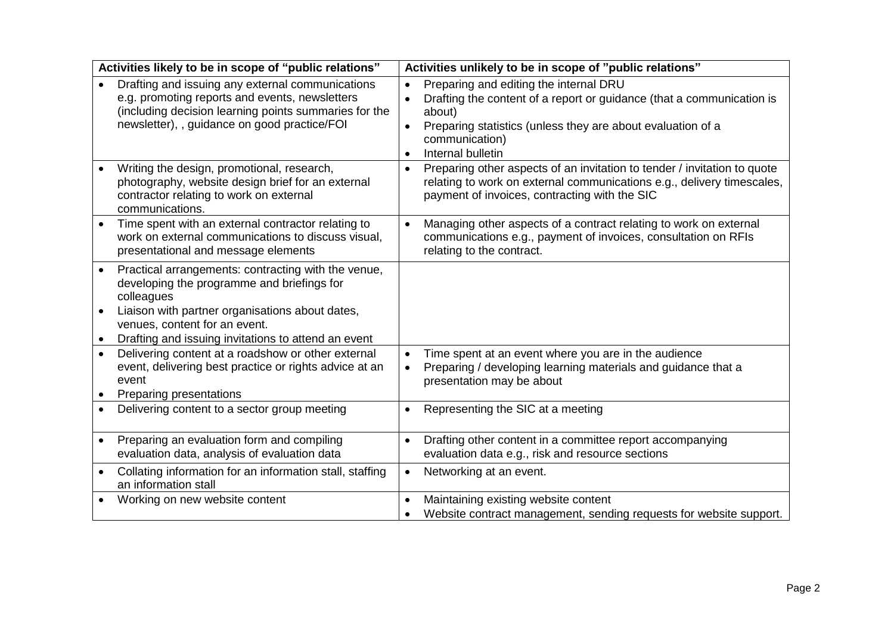| Activities likely to be in scope of "public relations" | Activities unlikely to be in scope of "public relations" |
|---|---|
| • Drafting and issuing any external communications e.g. promoting reports and events, newsletters (including decision learning points summaries for the newsletter), , guidance on good practice/FOI | • Preparing and editing the internal DRU<br>• Drafting the content of a report or guidance (that a communication is about)<br>• Preparing statistics (unless they are about evaluation of a communication)<br>• Internal bulletin |
| • Writing the design, promotional, research, photography, website design brief for an external contractor relating to work on external communications. | • Preparing other aspects of an invitation to tender / invitation to quote relating to work on external communications e.g., delivery timescales, payment of invoices, contracting with the SIC |
| • Time spent with an external contractor relating to work on external communications to discuss visual, presentational and message elements | • Managing other aspects of a contract relating to work on external communications e.g., payment of invoices, consultation on RFIs relating to the contract. |
| • Practical arrangements: contracting with the venue, developing the programme and briefings for colleagues<br>• Liaison with partner organisations about dates, venues, content for an event.<br>• Drafting and issuing invitations to attend an event | |
| • Delivering content at a roadshow or other external event, delivering best practice or rights advice at an event<br>• Preparing presentations | • Time spent at an event where you are in the audience<br>• Preparing / developing learning materials and guidance that a presentation may be about |
| • Delivering content to a sector group meeting | • Representing the SIC at a meeting |
| • Preparing an evaluation form and compiling evaluation data, analysis of evaluation data | • Drafting other content in a committee report accompanying evaluation data e.g., risk and resource sections |
| • Collating information for an information stall, staffing an information stall | • Networking at an event. |
| • Working on new website content | • Maintaining existing website content<br>• Website contract management, sending requests for website support. |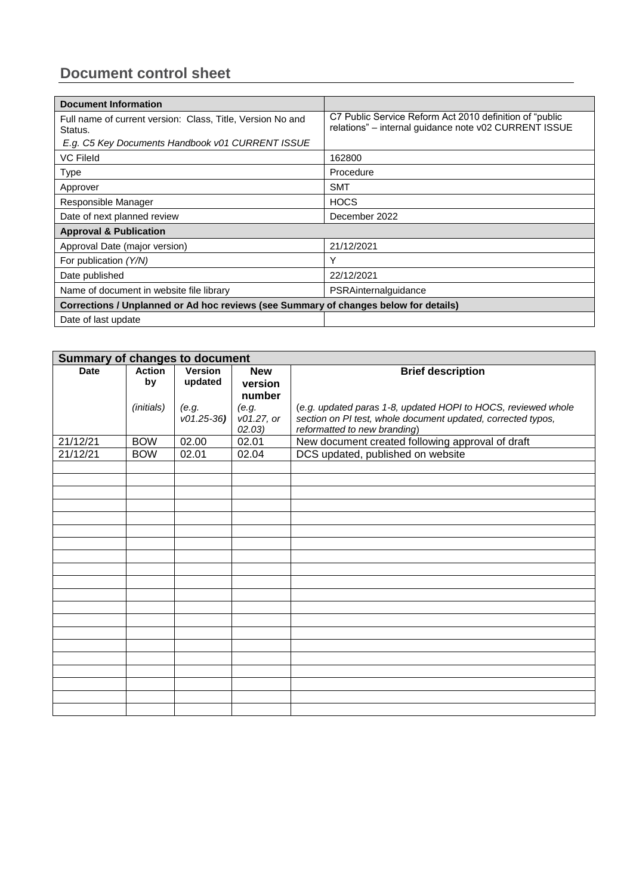## Document control sheet

| Document Information | |
|---|---|
| Full name of current version: Class, Title, Version No and Status.<br>*E.g. C5 Key Documents Handbook v01 CURRENT ISSUE* | C7 Public Service Reform Act 2010 definition of "public relations" – internal guidance note v02 CURRENT ISSUE |
| VC FileId | 162800 |
| Type | Procedure |
| Approver | SMT |
| Responsible Manager | HOCS |
| Date of next planned review | December 2022 |
| **Approval & Publication** | |
| Approval Date (major version) | 21/12/2021 |
| For publication *(Y/N)* | Y |
| Date published | 22/12/2021 |
| Name of document in website file library | PSRAinternalguidance |
| **Corrections / Unplanned or Ad hoc reviews (see Summary of changes below for details)** | |
| Date of last update | |

| Summary of changes to document | | | | |
|---|---|---|---|---|
| **Date** | **Action by**<br>*(initials)* | **Version updated**<br>*(e.g. v01.25-36)* | **New version number**<br>*(e.g. v01.27, or 02.03)* | **Brief description**<br>(*e.g. updated paras 1-8, updated HOPI to HOCS, reviewed whole section on PI test, whole document updated, corrected typos, reformatted to new branding*) |
| 21/12/21 | BOW | 02.00 | 02.01 | New document created following approval of draft |
| 21/12/21 | BOW | 02.01 | 02.04 | DCS updated, published on website |
| | | | | |
| | | | | |
| | | | | |
| | | | | |
| | | | | |
| | | | | |
| | | | | |
| | | | | |
| | | | | |
| | | | | |
| | | | | |
| | | | | |
| | | | | |
| | | | | |
| | | | | |
| | | | | |
| | | | | |
| | | | | |
| | | | | |
| | | | | |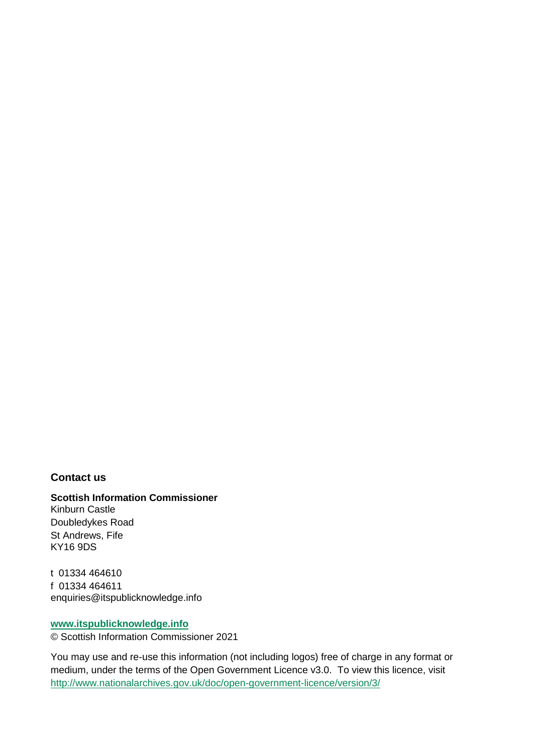## Contact us

**Scottish Information Commissioner**
Kinburn Castle
Doubledykes Road
St Andrews, Fife
KY16 9DS

t 01334 464610
f 01334 464611
enquiries@itspublicknowledge.info

**www.itspublicknowledge.info**
© Scottish Information Commissioner 2021

You may use and re-use this information (not including logos) free of charge in any format or medium, under the terms of the Open Government Licence v3.0. To view this licence, visit http://www.nationalarchives.gov.uk/doc/open-government-licence/version/3/